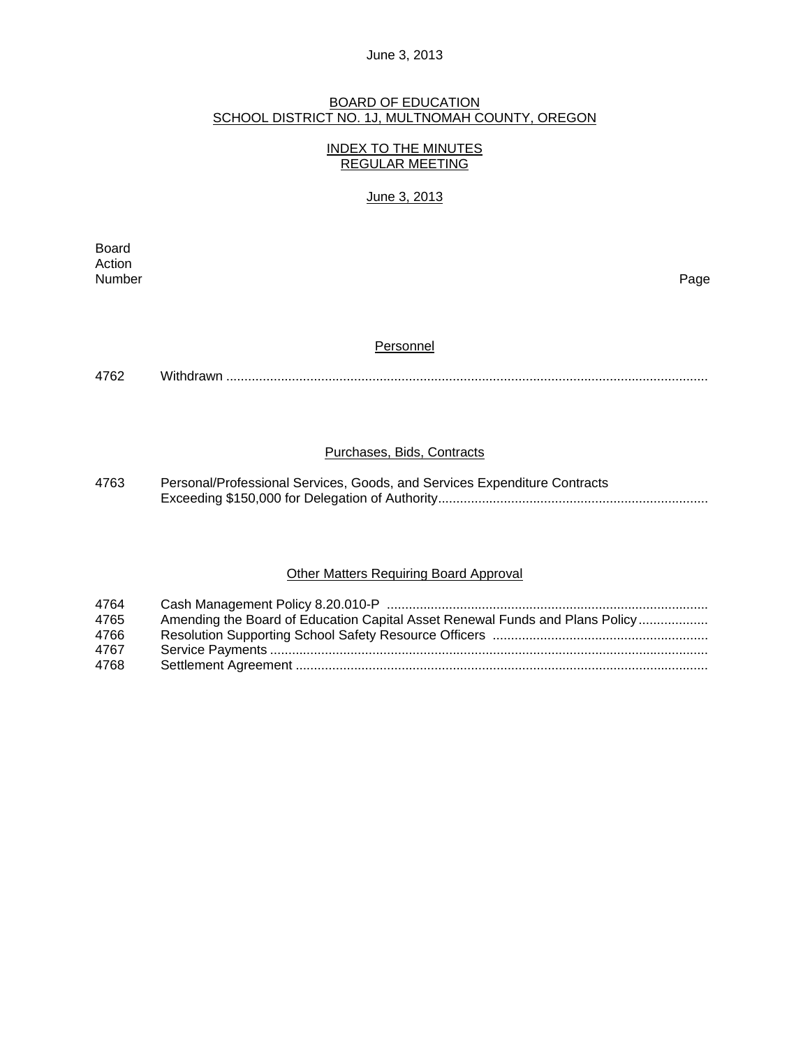June 3, 2013

## BOARD OF EDUCATION
## SCHOOL DISTRICT NO. 1J, MULTNOMAH COUNTY, OREGON

### INDEX TO THE MINUTES
### REGULAR MEETING

June 3, 2013

| Board Action Number | | Page |
|---|---|---|

#### Personnel

| | | |
|---|---|---|
| 4762 | Withdrawn | |

#### Purchases, Bids, Contracts

| | | |
|---|---|---|
| 4763 | Personal/Professional Services, Goods, and Services Expenditure Contracts Exceeding $150,000 for Delegation of Authority | |

#### Other Matters Requiring Board Approval

| | | |
|---|---|---|
| 4764 | Cash Management Policy 8.20.010-P | |
| 4765 | Amending the Board of Education Capital Asset Renewal Funds and Plans Policy | |
| 4766 | Resolution Supporting School Safety Resource Officers | |
| 4767 | Service Payments | |
| 4768 | Settlement Agreement | |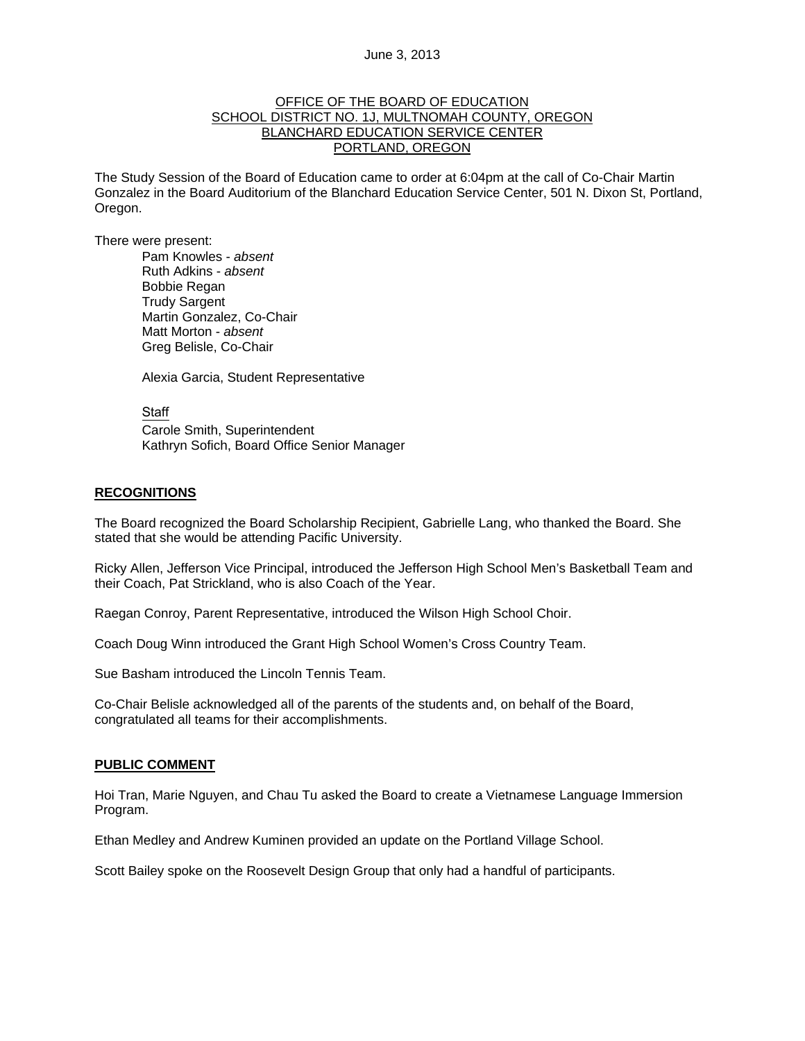June 3, 2013

OFFICE OF THE BOARD OF EDUCATION
SCHOOL DISTRICT NO. 1J, MULTNOMAH COUNTY, OREGON
BLANCHARD EDUCATION SERVICE CENTER
PORTLAND, OREGON

The Study Session of the Board of Education came to order at 6:04pm at the call of Co-Chair Martin Gonzalez in the Board Auditorium of the Blanchard Education Service Center, 501 N. Dixon St, Portland, Oregon.

There were present:

Pam Knowles - *absent*
Ruth Adkins - *absent*
Bobbie Regan
Trudy Sargent
Martin Gonzalez, Co-Chair
Matt Morton - *absent*
Greg Belisle, Co-Chair

Alexia Garcia, Student Representative

Staff
Carole Smith, Superintendent
Kathryn Sofich, Board Office Senior Manager

**RECOGNITIONS**

The Board recognized the Board Scholarship Recipient, Gabrielle Lang, who thanked the Board. She stated that she would be attending Pacific University.

Ricky Allen, Jefferson Vice Principal, introduced the Jefferson High School Men's Basketball Team and their Coach, Pat Strickland, who is also Coach of the Year.

Raegan Conroy, Parent Representative, introduced the Wilson High School Choir.

Coach Doug Winn introduced the Grant High School Women's Cross Country Team.

Sue Basham introduced the Lincoln Tennis Team.

Co-Chair Belisle acknowledged all of the parents of the students and, on behalf of the Board, congratulated all teams for their accomplishments.

**PUBLIC COMMENT**

Hoi Tran, Marie Nguyen, and Chau Tu asked the Board to create a Vietnamese Language Immersion Program.

Ethan Medley and Andrew Kuminen provided an update on the Portland Village School.

Scott Bailey spoke on the Roosevelt Design Group that only had a handful of participants.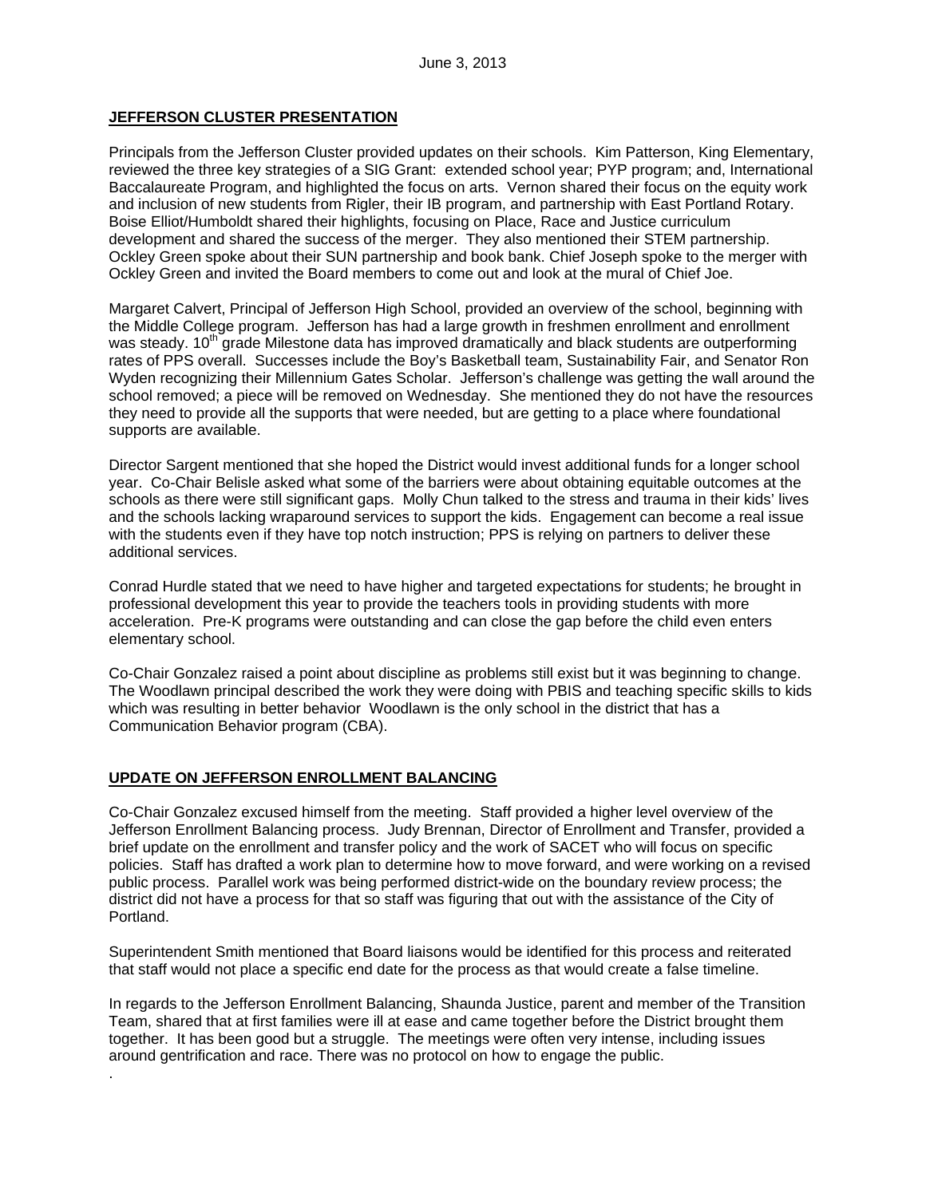June 3, 2013

**JEFFERSON CLUSTER PRESENTATION**

Principals from the Jefferson Cluster provided updates on their schools. Kim Patterson, King Elementary, reviewed the three key strategies of a SIG Grant: extended school year; PYP program; and, International Baccalaureate Program, and highlighted the focus on arts. Vernon shared their focus on the equity work and inclusion of new students from Rigler, their IB program, and partnership with East Portland Rotary. Boise Elliot/Humboldt shared their highlights, focusing on Place, Race and Justice curriculum development and shared the success of the merger. They also mentioned their STEM partnership. Ockley Green spoke about their SUN partnership and book bank. Chief Joseph spoke to the merger with Ockley Green and invited the Board members to come out and look at the mural of Chief Joe.

Margaret Calvert, Principal of Jefferson High School, provided an overview of the school, beginning with the Middle College program. Jefferson has had a large growth in freshmen enrollment and enrollment was steady. 10th grade Milestone data has improved dramatically and black students are outperforming rates of PPS overall. Successes include the Boy's Basketball team, Sustainability Fair, and Senator Ron Wyden recognizing their Millennium Gates Scholar. Jefferson's challenge was getting the wall around the school removed; a piece will be removed on Wednesday. She mentioned they do not have the resources they need to provide all the supports that were needed, but are getting to a place where foundational supports are available.

Director Sargent mentioned that she hoped the District would invest additional funds for a longer school year. Co-Chair Belisle asked what some of the barriers were about obtaining equitable outcomes at the schools as there were still significant gaps. Molly Chun talked to the stress and trauma in their kids' lives and the schools lacking wraparound services to support the kids. Engagement can become a real issue with the students even if they have top notch instruction; PPS is relying on partners to deliver these additional services.

Conrad Hurdle stated that we need to have higher and targeted expectations for students; he brought in professional development this year to provide the teachers tools in providing students with more acceleration. Pre-K programs were outstanding and can close the gap before the child even enters elementary school.

Co-Chair Gonzalez raised a point about discipline as problems still exist but it was beginning to change. The Woodlawn principal described the work they were doing with PBIS and teaching specific skills to kids which was resulting in better behavior Woodlawn is the only school in the district that has a Communication Behavior program (CBA).

**UPDATE ON JEFFERSON ENROLLMENT BALANCING**

Co-Chair Gonzalez excused himself from the meeting. Staff provided a higher level overview of the Jefferson Enrollment Balancing process. Judy Brennan, Director of Enrollment and Transfer, provided a brief update on the enrollment and transfer policy and the work of SACET who will focus on specific policies. Staff has drafted a work plan to determine how to move forward, and were working on a revised public process. Parallel work was being performed district-wide on the boundary review process; the district did not have a process for that so staff was figuring that out with the assistance of the City of Portland.

Superintendent Smith mentioned that Board liaisons would be identified for this process and reiterated that staff would not place a specific end date for the process as that would create a false timeline.

In regards to the Jefferson Enrollment Balancing, Shaunda Justice, parent and member of the Transition Team, shared that at first families were ill at ease and came together before the District brought them together. It has been good but a struggle. The meetings were often very intense, including issues around gentrification and race. There was no protocol on how to engage the public.

.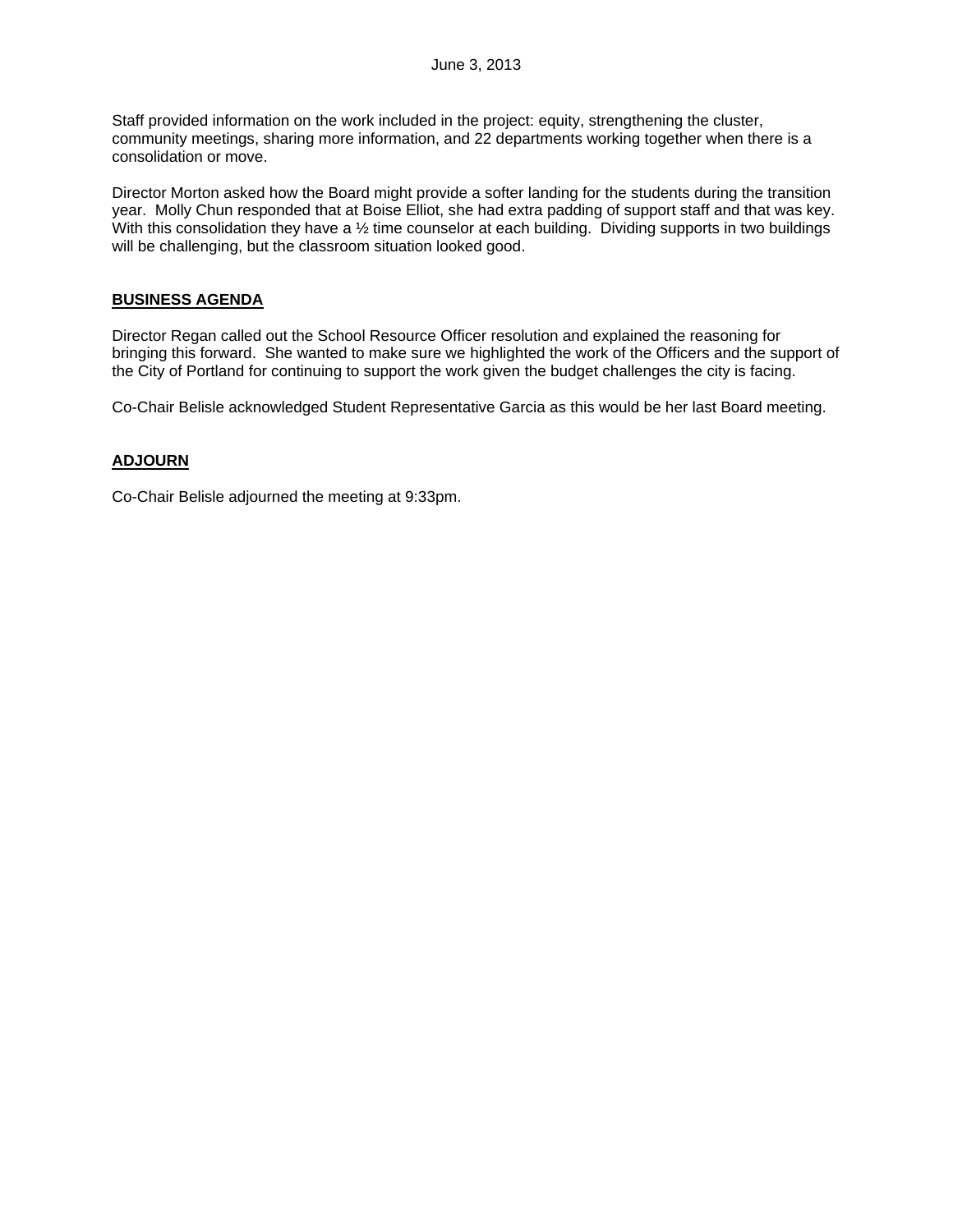Staff provided information on the work included in the project: equity, strengthening the cluster, community meetings, sharing more information, and 22 departments working together when there is a consolidation or move.

Director Morton asked how the Board might provide a softer landing for the students during the transition year. Molly Chun responded that at Boise Elliot, she had extra padding of support staff and that was key. With this consolidation they have a ½ time counselor at each building. Dividing supports in two buildings will be challenging, but the classroom situation looked good.

## BUSINESS AGENDA

Director Regan called out the School Resource Officer resolution and explained the reasoning for bringing this forward. She wanted to make sure we highlighted the work of the Officers and the support of the City of Portland for continuing to support the work given the budget challenges the city is facing.

Co-Chair Belisle acknowledged Student Representative Garcia as this would be her last Board meeting.

## ADJOURN

Co-Chair Belisle adjourned the meeting at 9:33pm.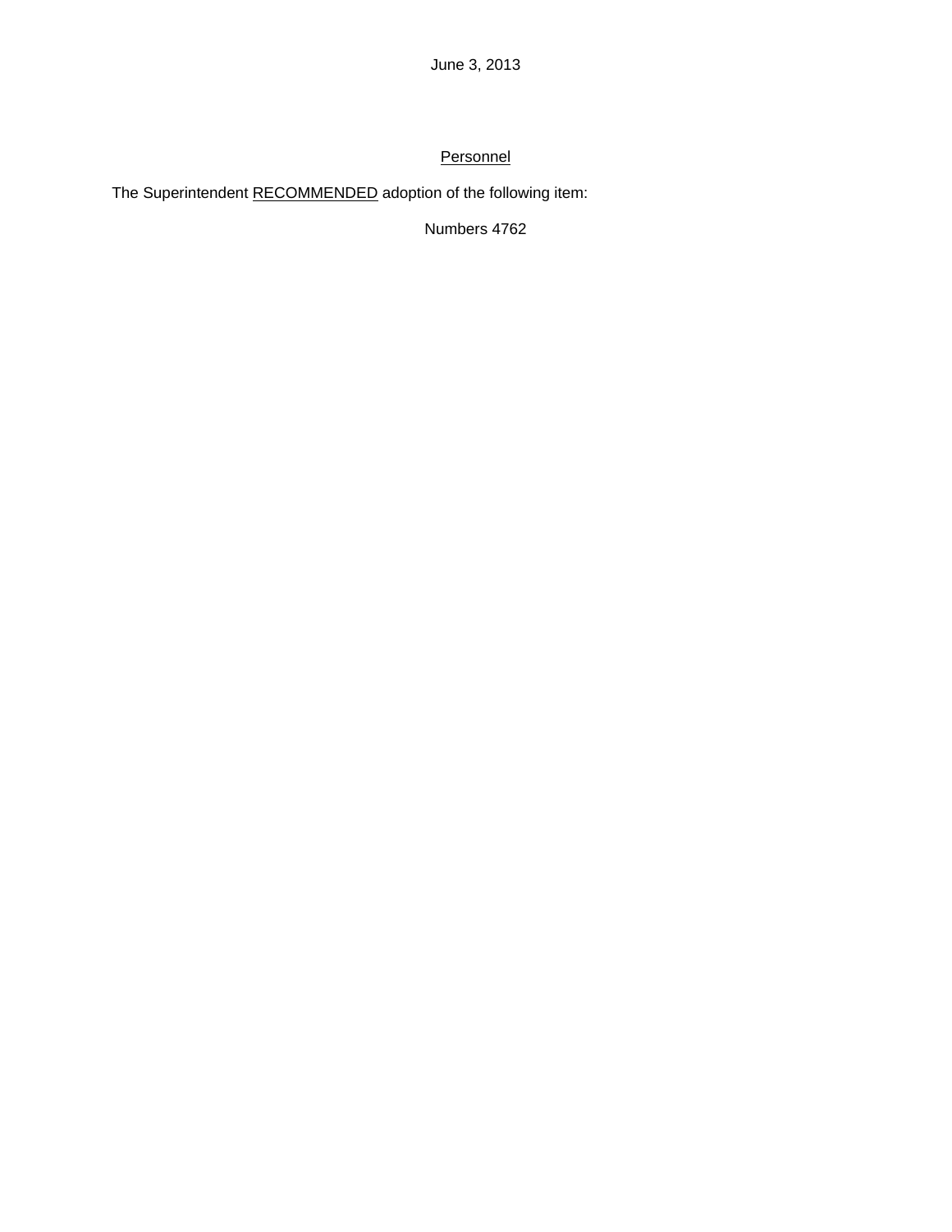June 3, 2013

<u>Personnel</u>

The Superintendent <u>RECOMMENDED</u> adoption of the following item:

Numbers 4762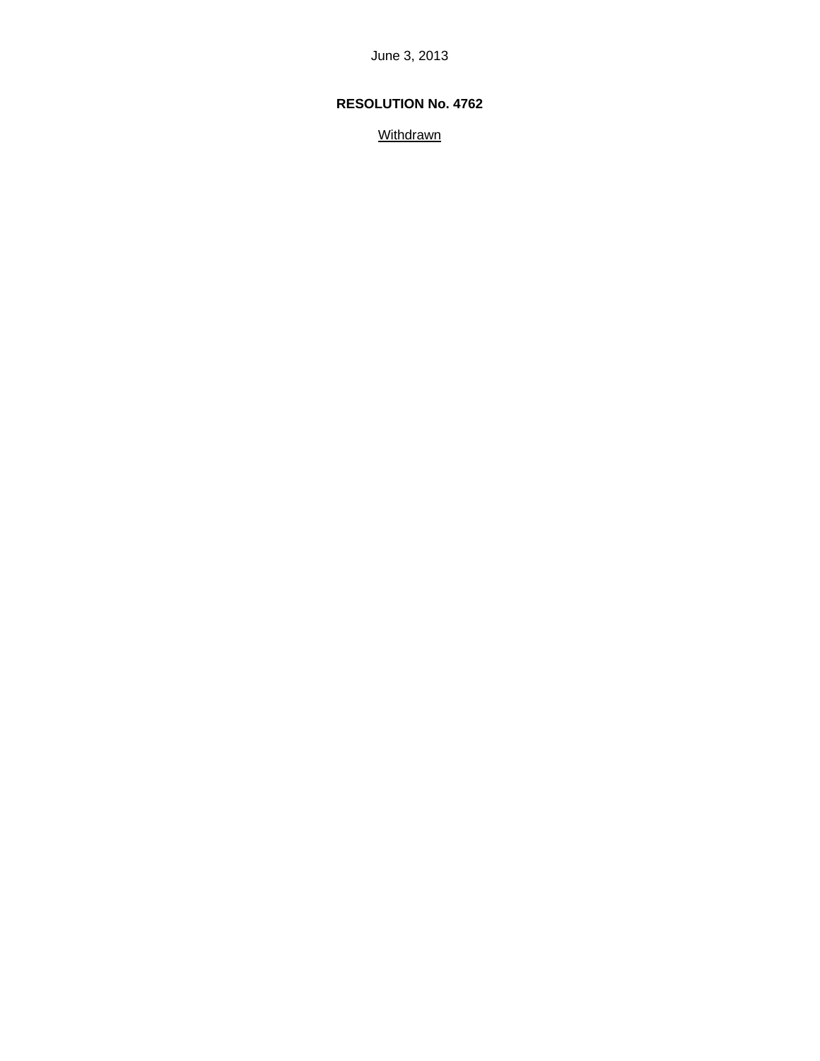June 3, 2013

**RESOLUTION No. 4762**

Withdrawn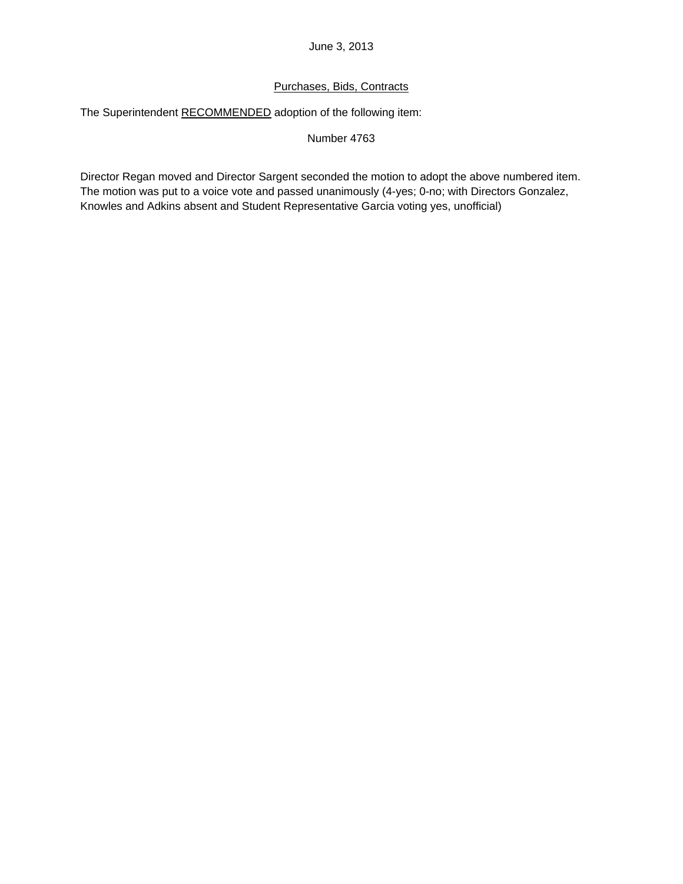June 3, 2013

Purchases, Bids, Contracts

The Superintendent RECOMMENDED adoption of the following item:

Number 4763

Director Regan moved and Director Sargent seconded the motion to adopt the above numbered item. The motion was put to a voice vote and passed unanimously (4-yes; 0-no; with Directors Gonzalez, Knowles and Adkins absent and Student Representative Garcia voting yes, unofficial)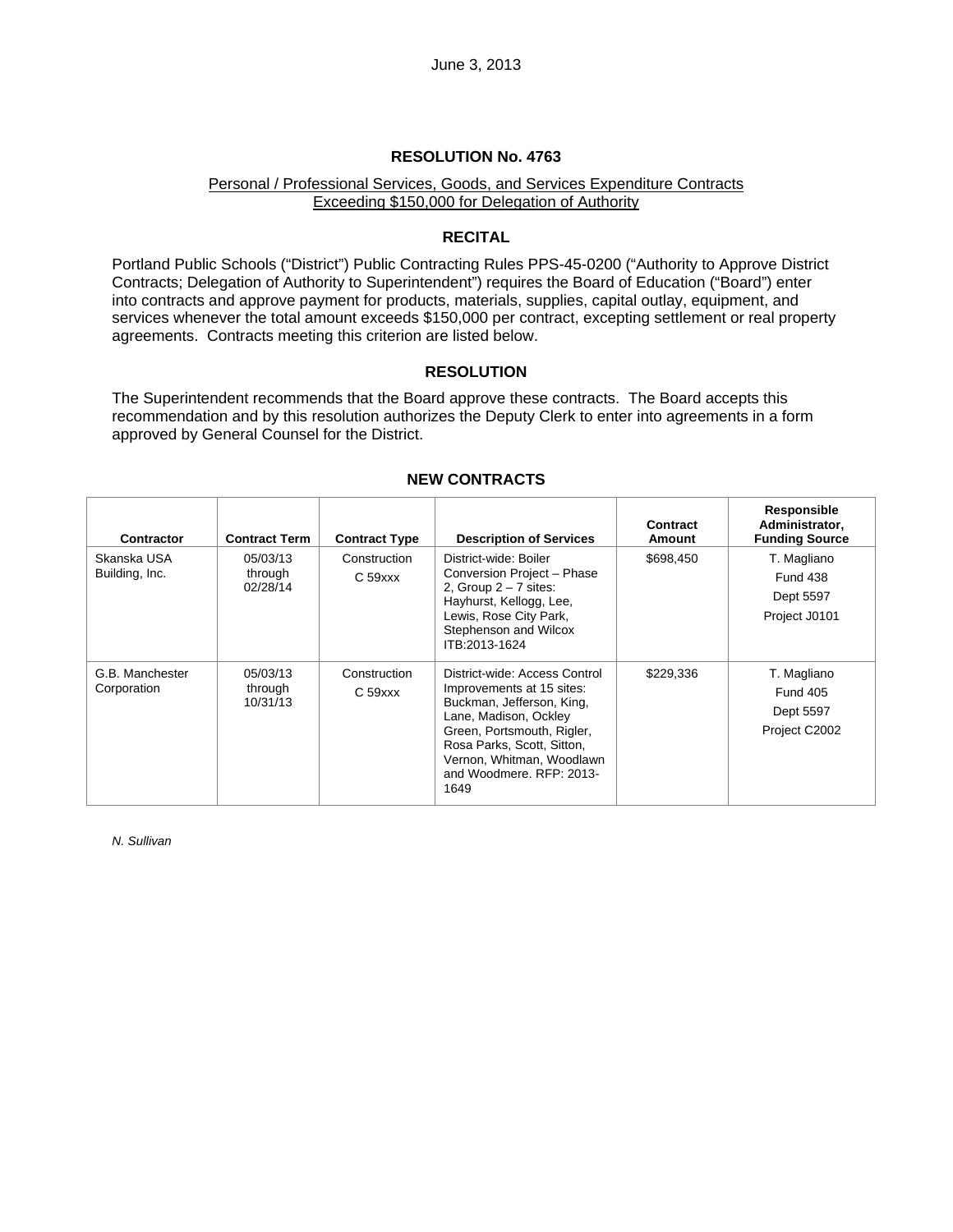June 3, 2013

## RESOLUTION No. 4763

Personal / Professional Services, Goods, and Services Expenditure Contracts Exceeding $150,000 for Delegation of Authority

### RECITAL

Portland Public Schools ("District") Public Contracting Rules PPS-45-0200 ("Authority to Approve District Contracts; Delegation of Authority to Superintendent") requires the Board of Education ("Board") enter into contracts and approve payment for products, materials, supplies, capital outlay, equipment, and services whenever the total amount exceeds $150,000 per contract, excepting settlement or real property agreements. Contracts meeting this criterion are listed below.

### RESOLUTION

The Superintendent recommends that the Board approve these contracts. The Board accepts this recommendation and by this resolution authorizes the Deputy Clerk to enter into agreements in a form approved by General Counsel for the District.

### NEW CONTRACTS

| Contractor | Contract Term | Contract Type | Description of Services | Contract Amount | Responsible Administrator, Funding Source |
|---|---|---|---|---|---|
| Skanska USA Building, Inc. | 05/03/13 through 02/28/14 | Construction C 59xxx | District-wide: Boiler Conversion Project – Phase 2, Group 2 – 7 sites: Hayhurst, Kellogg, Lee, Lewis, Rose City Park, Stephenson and Wilcox ITB:2013-1624 | $698,450 | T. Magliano Fund 438 Dept 5597 Project J0101 |
| G.B. Manchester Corporation | 05/03/13 through 10/31/13 | Construction C 59xxx | District-wide: Access Control Improvements at 15 sites: Buckman, Jefferson, King, Lane, Madison, Ockley Green, Portsmouth, Rigler, Rosa Parks, Scott, Sitton, Vernon, Whitman, Woodlawn and Woodmere. RFP: 2013-1649 | $229,336 | T. Magliano Fund 405 Dept 5597 Project C2002 |

*N. Sullivan*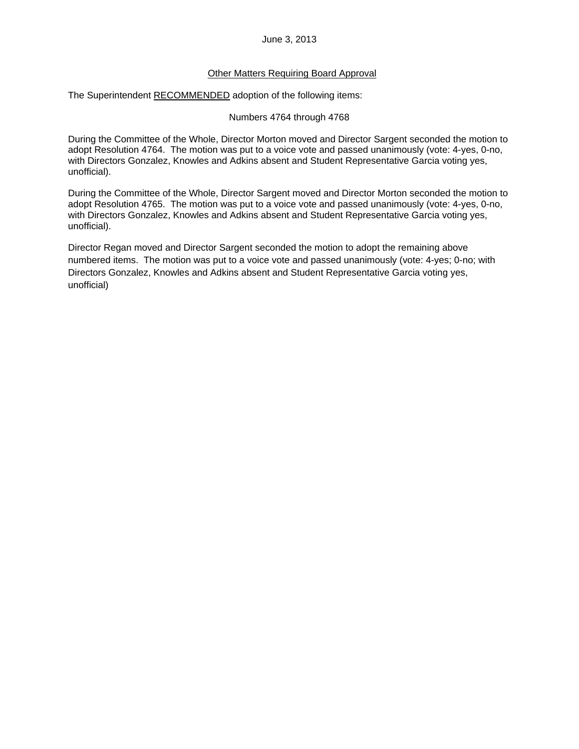June 3, 2013

<u>Other Matters Requiring Board Approval</u>

The Superintendent <u>RECOMMENDED</u> adoption of the following items:

Numbers 4764 through 4768

During the Committee of the Whole, Director Morton moved and Director Sargent seconded the motion to adopt Resolution 4764. The motion was put to a voice vote and passed unanimously (vote: 4-yes, 0-no, with Directors Gonzalez, Knowles and Adkins absent and Student Representative Garcia voting yes, unofficial).

During the Committee of the Whole, Director Sargent moved and Director Morton seconded the motion to adopt Resolution 4765. The motion was put to a voice vote and passed unanimously (vote: 4-yes, 0-no, with Directors Gonzalez, Knowles and Adkins absent and Student Representative Garcia voting yes, unofficial).

Director Regan moved and Director Sargent seconded the motion to adopt the remaining above numbered items. The motion was put to a voice vote and passed unanimously (vote: 4-yes; 0-no; with Directors Gonzalez, Knowles and Adkins absent and Student Representative Garcia voting yes, unofficial)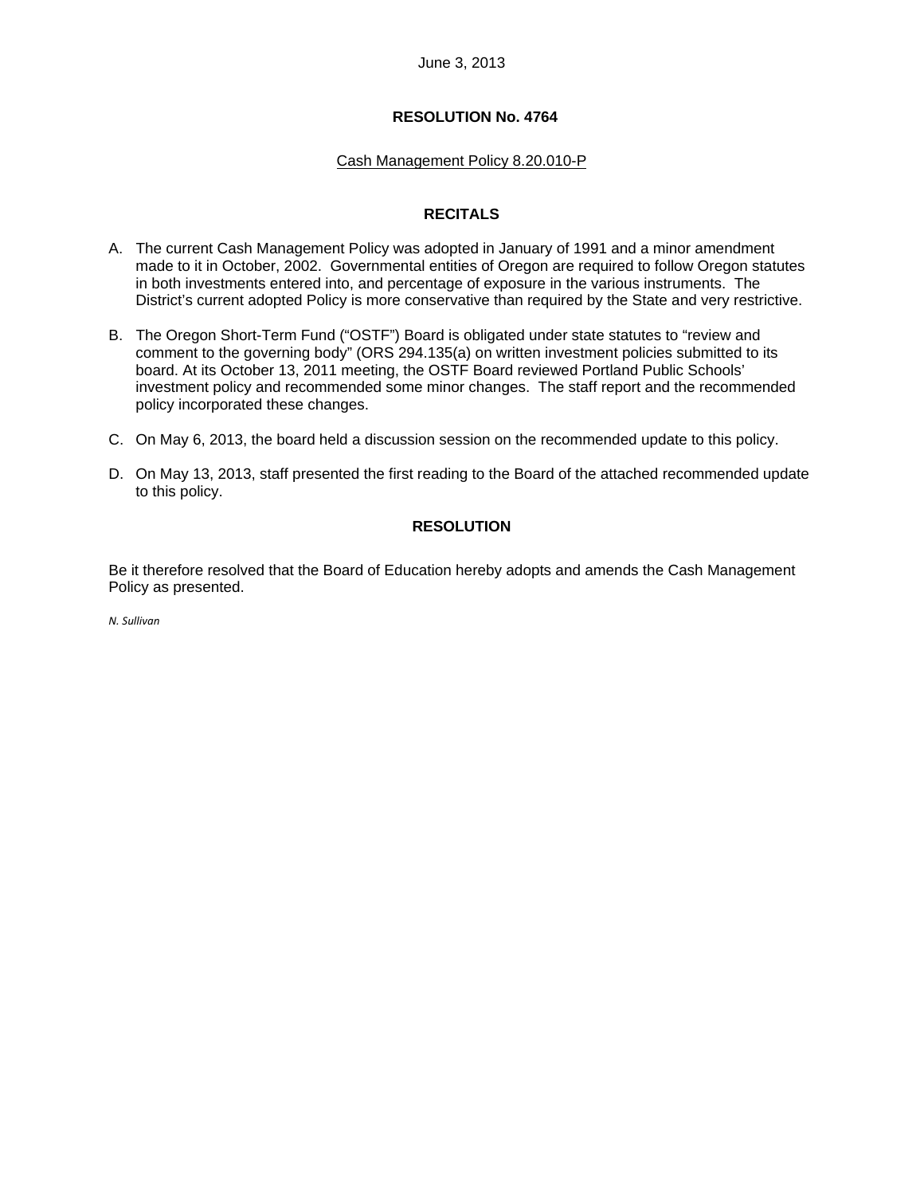June 3, 2013

## RESOLUTION No. 4764

Cash Management Policy 8.20.010-P

## RECITALS

A. The current Cash Management Policy was adopted in January of 1991 and a minor amendment made to it in October, 2002. Governmental entities of Oregon are required to follow Oregon statutes in both investments entered into, and percentage of exposure in the various instruments. The District's current adopted Policy is more conservative than required by the State and very restrictive.

B. The Oregon Short-Term Fund ("OSTF") Board is obligated under state statutes to "review and comment to the governing body" (ORS 294.135(a) on written investment policies submitted to its board. At its October 13, 2011 meeting, the OSTF Board reviewed Portland Public Schools' investment policy and recommended some minor changes. The staff report and the recommended policy incorporated these changes.

C. On May 6, 2013, the board held a discussion session on the recommended update to this policy.

D. On May 13, 2013, staff presented the first reading to the Board of the attached recommended update to this policy.

## RESOLUTION

Be it therefore resolved that the Board of Education hereby adopts and amends the Cash Management Policy as presented.

*N. Sullivan*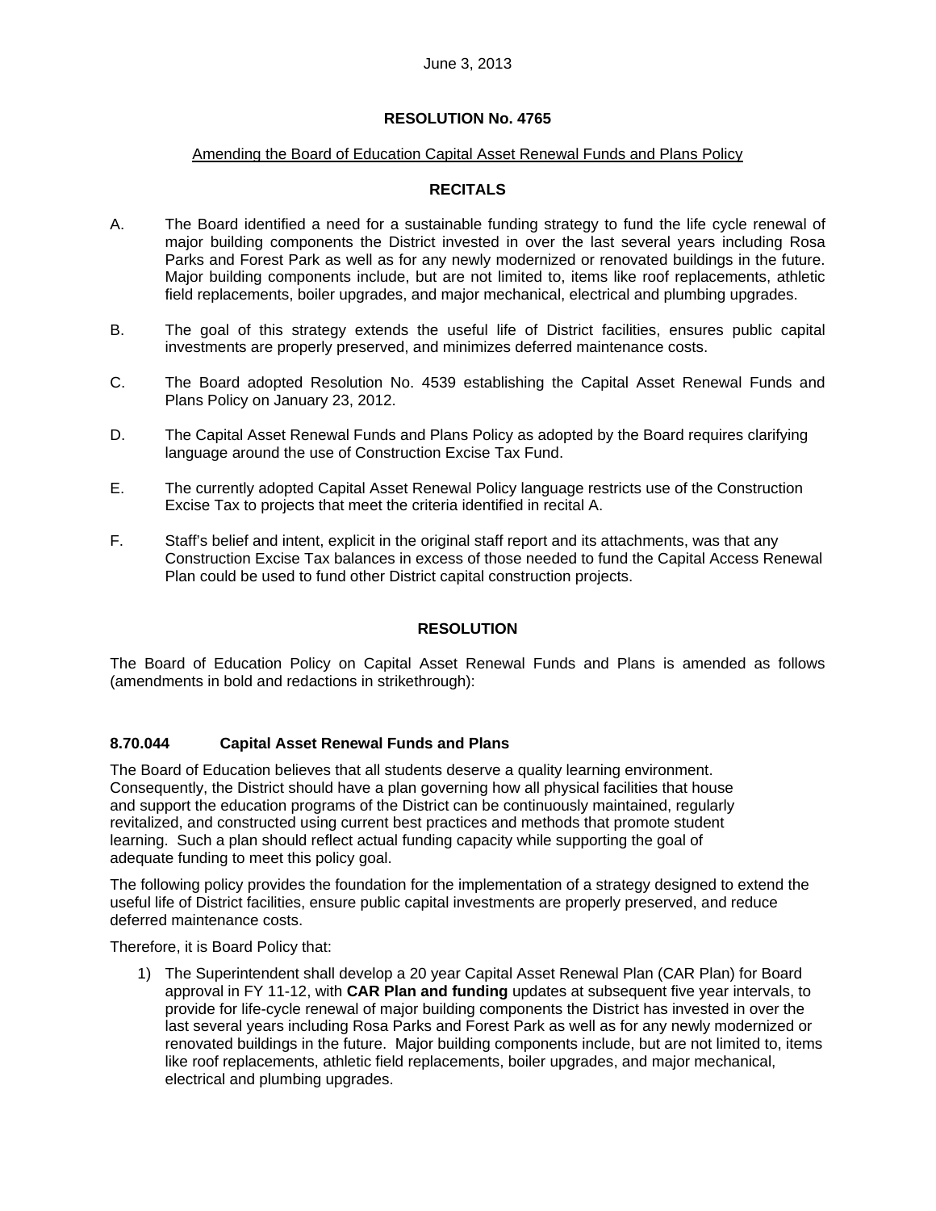June 3, 2013

**RESOLUTION No. 4765**

Amending the Board of Education Capital Asset Renewal Funds and Plans Policy

**RECITALS**

A. The Board identified a need for a sustainable funding strategy to fund the life cycle renewal of major building components the District invested in over the last several years including Rosa Parks and Forest Park as well as for any newly modernized or renovated buildings in the future. Major building components include, but are not limited to, items like roof replacements, athletic field replacements, boiler upgrades, and major mechanical, electrical and plumbing upgrades.

B. The goal of this strategy extends the useful life of District facilities, ensures public capital investments are properly preserved, and minimizes deferred maintenance costs.

C. The Board adopted Resolution No. 4539 establishing the Capital Asset Renewal Funds and Plans Policy on January 23, 2012.

D. The Capital Asset Renewal Funds and Plans Policy as adopted by the Board requires clarifying language around the use of Construction Excise Tax Fund.

E. The currently adopted Capital Asset Renewal Policy language restricts use of the Construction Excise Tax to projects that meet the criteria identified in recital A.

F. Staff's belief and intent, explicit in the original staff report and its attachments, was that any Construction Excise Tax balances in excess of those needed to fund the Capital Access Renewal Plan could be used to fund other District capital construction projects.

**RESOLUTION**

The Board of Education Policy on Capital Asset Renewal Funds and Plans is amended as follows (amendments in bold and redactions in strikethrough):

### 8.70.044 Capital Asset Renewal Funds and Plans

The Board of Education believes that all students deserve a quality learning environment. Consequently, the District should have a plan governing how all physical facilities that house and support the education programs of the District can be continuously maintained, regularly revitalized, and constructed using current best practices and methods that promote student learning. Such a plan should reflect actual funding capacity while supporting the goal of adequate funding to meet this policy goal.

The following policy provides the foundation for the implementation of a strategy designed to extend the useful life of District facilities, ensure public capital investments are properly preserved, and reduce deferred maintenance costs.

Therefore, it is Board Policy that:

1) The Superintendent shall develop a 20 year Capital Asset Renewal Plan (CAR Plan) for Board approval in FY 11-12, with **CAR Plan and funding** updates at subsequent five year intervals, to provide for life-cycle renewal of major building components the District has invested in over the last several years including Rosa Parks and Forest Park as well as for any newly modernized or renovated buildings in the future. Major building components include, but are not limited to, items like roof replacements, athletic field replacements, boiler upgrades, and major mechanical, electrical and plumbing upgrades.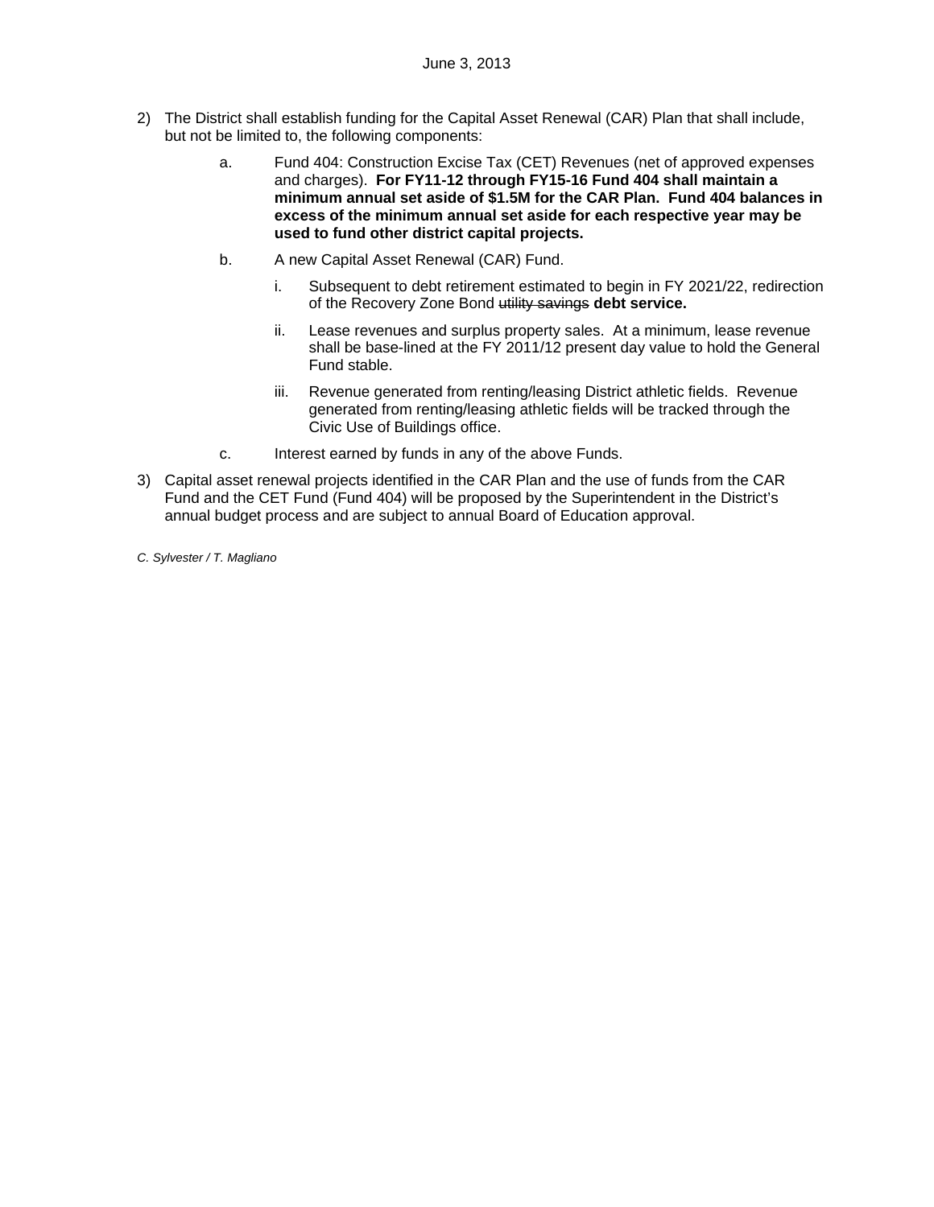2) The District shall establish funding for the Capital Asset Renewal (CAR) Plan that shall include, but not be limited to, the following components:

   a. Fund 404: Construction Excise Tax (CET) Revenues (net of approved expenses and charges). **For FY11-12 through FY15-16 Fund 404 shall maintain a minimum annual set aside of $1.5M for the CAR Plan. Fund 404 balances in excess of the minimum annual set aside for each respective year may be used to fund other district capital projects.**

   b. A new Capital Asset Renewal (CAR) Fund.

      i. Subsequent to debt retirement estimated to begin in FY 2021/22, redirection of the Recovery Zone Bond ~~utility savings~~ **debt service.**

      ii. Lease revenues and surplus property sales. At a minimum, lease revenue shall be base-lined at the FY 2011/12 present day value to hold the General Fund stable.

      iii. Revenue generated from renting/leasing District athletic fields. Revenue generated from renting/leasing athletic fields will be tracked through the Civic Use of Buildings office.

   c. Interest earned by funds in any of the above Funds.

3) Capital asset renewal projects identified in the CAR Plan and the use of funds from the CAR Fund and the CET Fund (Fund 404) will be proposed by the Superintendent in the District's annual budget process and are subject to annual Board of Education approval.

*C. Sylvester / T. Magliano*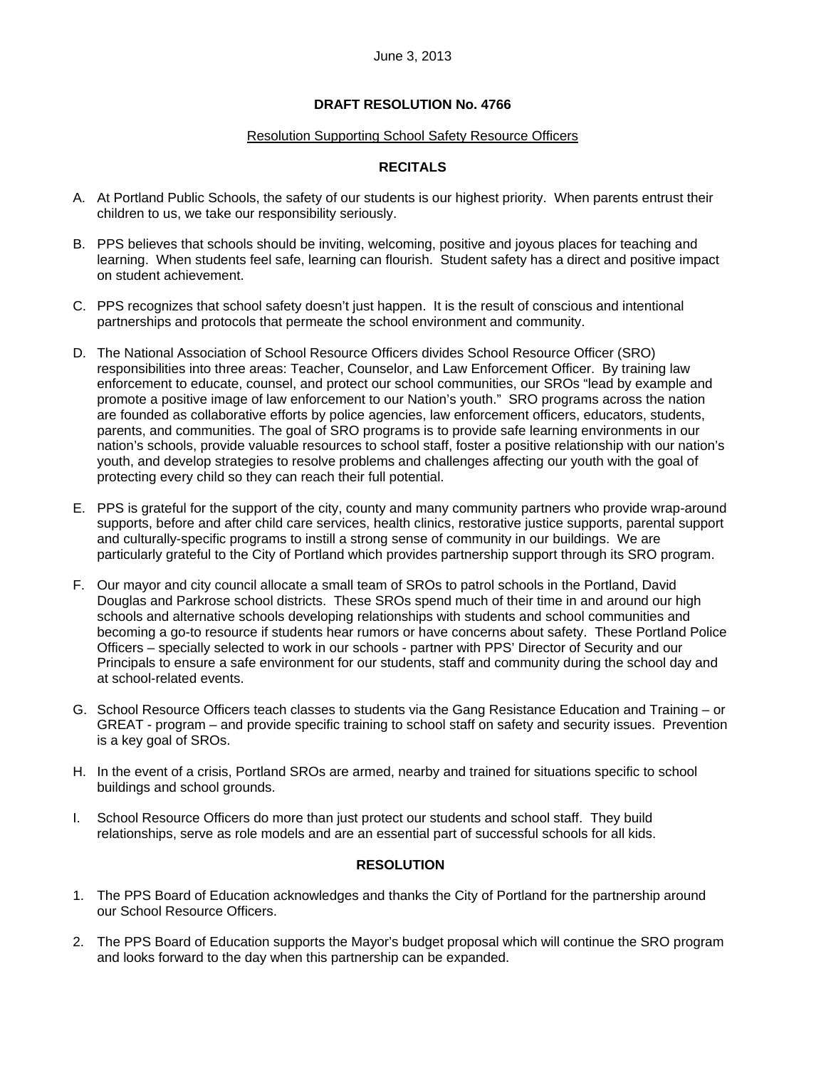June 3, 2013

**DRAFT RESOLUTION No. 4766**

Resolution Supporting School Safety Resource Officers

**RECITALS**

A. At Portland Public Schools, the safety of our students is our highest priority. When parents entrust their children to us, we take our responsibility seriously.

B. PPS believes that schools should be inviting, welcoming, positive and joyous places for teaching and learning. When students feel safe, learning can flourish. Student safety has a direct and positive impact on student achievement.

C. PPS recognizes that school safety doesn't just happen. It is the result of conscious and intentional partnerships and protocols that permeate the school environment and community.

D. The National Association of School Resource Officers divides School Resource Officer (SRO) responsibilities into three areas: Teacher, Counselor, and Law Enforcement Officer. By training law enforcement to educate, counsel, and protect our school communities, our SROs "lead by example and promote a positive image of law enforcement to our Nation's youth." SRO programs across the nation are founded as collaborative efforts by police agencies, law enforcement officers, educators, students, parents, and communities. The goal of SRO programs is to provide safe learning environments in our nation's schools, provide valuable resources to school staff, foster a positive relationship with our nation's youth, and develop strategies to resolve problems and challenges affecting our youth with the goal of protecting every child so they can reach their full potential.

E. PPS is grateful for the support of the city, county and many community partners who provide wrap-around supports, before and after child care services, health clinics, restorative justice supports, parental support and culturally-specific programs to instill a strong sense of community in our buildings. We are particularly grateful to the City of Portland which provides partnership support through its SRO program.

F. Our mayor and city council allocate a small team of SROs to patrol schools in the Portland, David Douglas and Parkrose school districts. These SROs spend much of their time in and around our high schools and alternative schools developing relationships with students and school communities and becoming a go-to resource if students hear rumors or have concerns about safety. These Portland Police Officers – specially selected to work in our schools - partner with PPS' Director of Security and our Principals to ensure a safe environment for our students, staff and community during the school day and at school-related events.

G. School Resource Officers teach classes to students via the Gang Resistance Education and Training – or GREAT - program – and provide specific training to school staff on safety and security issues. Prevention is a key goal of SROs.

H. In the event of a crisis, Portland SROs are armed, nearby and trained for situations specific to school buildings and school grounds.

I. School Resource Officers do more than just protect our students and school staff. They build relationships, serve as role models and are an essential part of successful schools for all kids.

**RESOLUTION**

1. The PPS Board of Education acknowledges and thanks the City of Portland for the partnership around our School Resource Officers.

2. The PPS Board of Education supports the Mayor's budget proposal which will continue the SRO program and looks forward to the day when this partnership can be expanded.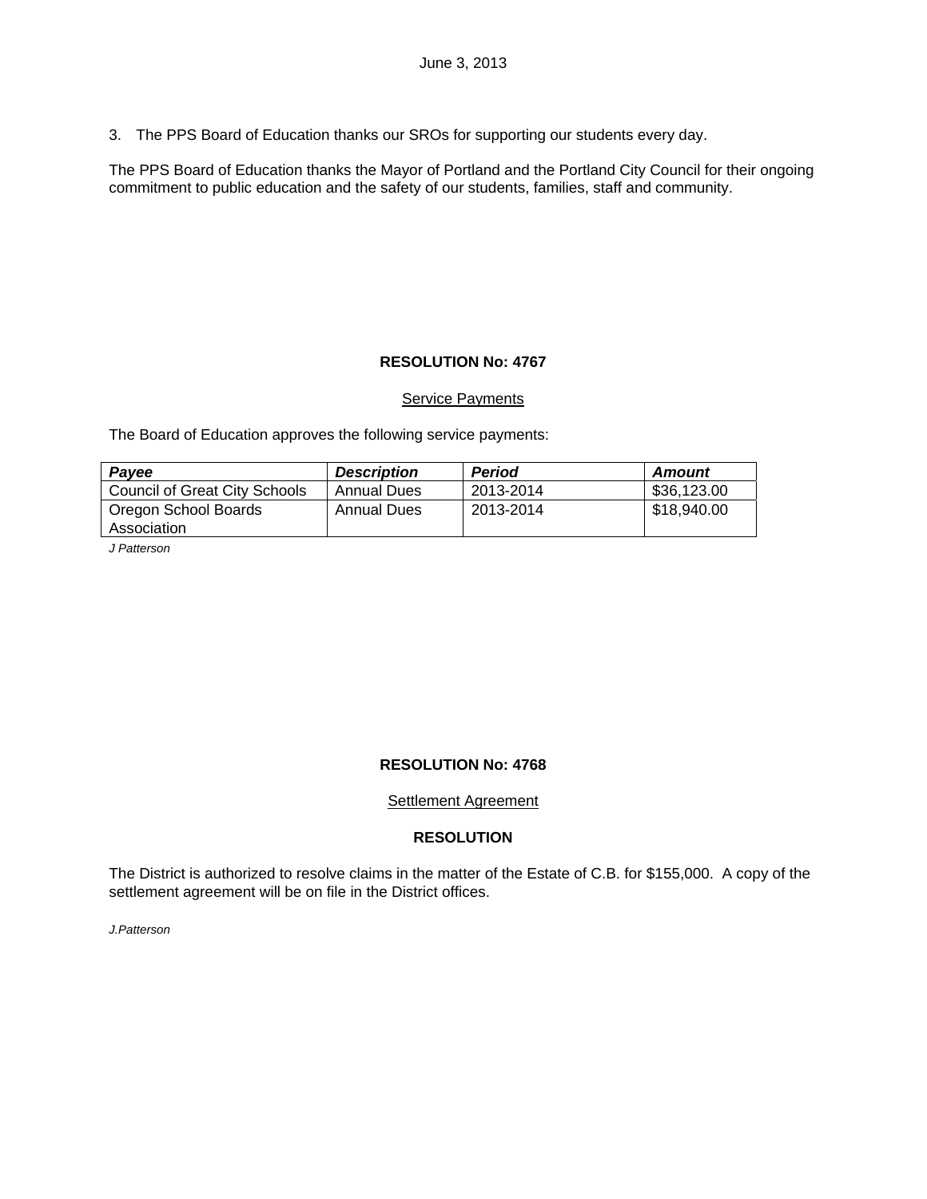3. The PPS Board of Education thanks our SROs for supporting our students every day.

The PPS Board of Education thanks the Mayor of Portland and the Portland City Council for their ongoing commitment to public education and the safety of our students, families, staff and community.

## RESOLUTION No: 4767

Service Payments

The Board of Education approves the following service payments:

| ***Payee*** | ***Description*** | ***Period*** | ***Amount*** |
|---|---|---|---|
| Council of Great City Schools | Annual Dues | 2013-2014 | \$36,123.00 |
| Oregon School Boards Association | Annual Dues | 2013-2014 | \$18,940.00 |

*J Patterson*

## RESOLUTION No: 4768

Settlement Agreement

**RESOLUTION**

The District is authorized to resolve claims in the matter of the Estate of C.B. for \$155,000. A copy of the settlement agreement will be on file in the District offices.

*J.Patterson*